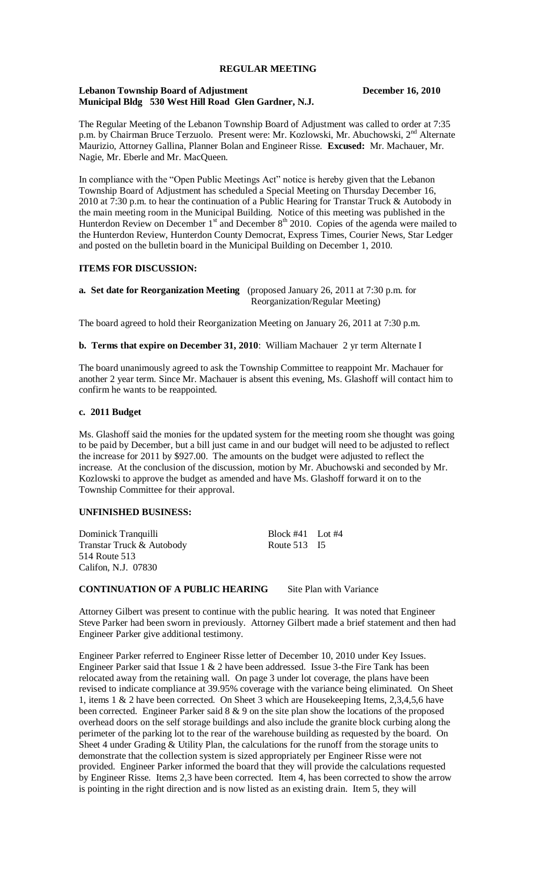# REGULAR MEETING

**Lebanon Township Board of Adjustment** **December 16, 2010**
**Municipal Bldg 530 West Hill Road Glen Gardner, N.J.**

The Regular Meeting of the Lebanon Township Board of Adjustment was called to order at 7:35 p.m. by Chairman Bruce Terzuolo. Present were: Mr. Kozlowski, Mr. Abuchowski, 2nd Alternate Maurizio, Attorney Gallina, Planner Bolan and Engineer Risse. **Excused:** Mr. Machauer, Mr. Nagie, Mr. Eberle and Mr. MacQueen.

In compliance with the "Open Public Meetings Act" notice is hereby given that the Lebanon Township Board of Adjustment has scheduled a Special Meeting on Thursday December 16, 2010 at 7:30 p.m. to hear the continuation of a Public Hearing for Transtar Truck & Autobody in the main meeting room in the Municipal Building. Notice of this meeting was published in the Hunterdon Review on December 1st and December 8th 2010. Copies of the agenda were mailed to the Hunterdon Review, Hunterdon County Democrat, Express Times, Courier News, Star Ledger and posted on the bulletin board in the Municipal Building on December 1, 2010.

## ITEMS FOR DISCUSSION:

**a. Set date for Reorganization Meeting** (proposed January 26, 2011 at 7:30 p.m. for Reorganization/Regular Meeting)

The board agreed to hold their Reorganization Meeting on January 26, 2011 at 7:30 p.m.

**b. Terms that expire on December 31, 2010**: William Machauer 2 yr term Alternate I

The board unanimously agreed to ask the Township Committee to reappoint Mr. Machauer for another 2 year term. Since Mr. Machauer is absent this evening, Ms. Glashoff will contact him to confirm he wants to be reappointed.

**c. 2011 Budget**

Ms. Glashoff said the monies for the updated system for the meeting room she thought was going to be paid by December, but a bill just came in and our budget will need to be adjusted to reflect the increase for 2011 by $927.00. The amounts on the budget were adjusted to reflect the increase. At the conclusion of the discussion, motion by Mr. Abuchowski and seconded by Mr. Kozlowski to approve the budget as amended and have Ms. Glashoff forward it on to the Township Committee for their approval.

## UNFINISHED BUSINESS:

Dominick Tranquilli — Block #41 Lot #4
Transtar Truck & Autobody — Route 513 I5
514 Route 513
Califon, N.J. 07830

**CONTINUATION OF A PUBLIC HEARING** Site Plan with Variance

Attorney Gilbert was present to continue with the public hearing. It was noted that Engineer Steve Parker had been sworn in previously. Attorney Gilbert made a brief statement and then had Engineer Parker give additional testimony.

Engineer Parker referred to Engineer Risse letter of December 10, 2010 under Key Issues. Engineer Parker said that Issue 1 & 2 have been addressed. Issue 3-the Fire Tank has been relocated away from the retaining wall. On page 3 under lot coverage, the plans have been revised to indicate compliance at 39.95% coverage with the variance being eliminated. On Sheet 1, items 1 & 2 have been corrected. On Sheet 3 which are Housekeeping Items, 2,3,4,5,6 have been corrected. Engineer Parker said 8 & 9 on the site plan show the locations of the proposed overhead doors on the self storage buildings and also include the granite block curbing along the perimeter of the parking lot to the rear of the warehouse building as requested by the board. On Sheet 4 under Grading & Utility Plan, the calculations for the runoff from the storage units to demonstrate that the collection system is sized appropriately per Engineer Risse were not provided. Engineer Parker informed the board that they will provide the calculations requested by Engineer Risse. Items 2,3 have been corrected. Item 4, has been corrected to show the arrow is pointing in the right direction and is now listed as an existing drain. Item 5, they will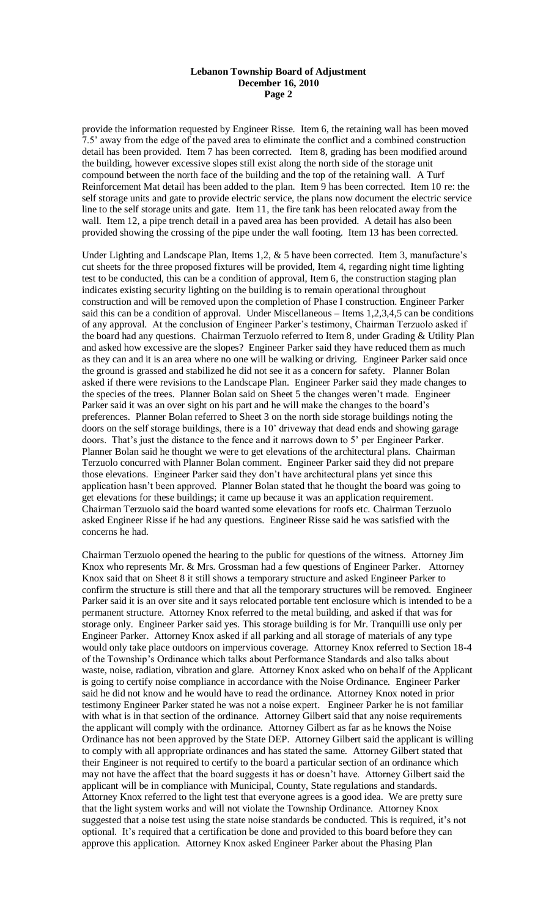provide the information requested by Engineer Risse. Item 6, the retaining wall has been moved 7.5' away from the edge of the paved area to eliminate the conflict and a combined construction detail has been provided. Item 7 has been corrected. Item 8, grading has been modified around the building, however excessive slopes still exist along the north side of the storage unit compound between the north face of the building and the top of the retaining wall. A Turf Reinforcement Mat detail has been added to the plan. Item 9 has been corrected. Item 10 re: the self storage units and gate to provide electric service, the plans now document the electric service line to the self storage units and gate. Item 11, the fire tank has been relocated away from the wall. Item 12, a pipe trench detail in a paved area has been provided. A detail has also been provided showing the crossing of the pipe under the wall footing. Item 13 has been corrected.

Under Lighting and Landscape Plan, Items 1,2, & 5 have been corrected. Item 3, manufacture's cut sheets for the three proposed fixtures will be provided, Item 4, regarding night time lighting test to be conducted, this can be a condition of approval, Item 6, the construction staging plan indicates existing security lighting on the building is to remain operational throughout construction and will be removed upon the completion of Phase I construction. Engineer Parker said this can be a condition of approval. Under Miscellaneous – Items 1,2,3,4,5 can be conditions of any approval. At the conclusion of Engineer Parker's testimony, Chairman Terzuolo asked if the board had any questions. Chairman Terzuolo referred to Item 8, under Grading & Utility Plan and asked how excessive are the slopes? Engineer Parker said they have reduced them as much as they can and it is an area where no one will be walking or driving. Engineer Parker said once the ground is grassed and stabilized he did not see it as a concern for safety. Planner Bolan asked if there were revisions to the Landscape Plan. Engineer Parker said they made changes to the species of the trees. Planner Bolan said on Sheet 5 the changes weren't made. Engineer Parker said it was an over sight on his part and he will make the changes to the board's preferences. Planner Bolan referred to Sheet 3 on the north side storage buildings noting the doors on the self storage buildings, there is a 10' driveway that dead ends and showing garage doors. That's just the distance to the fence and it narrows down to 5' per Engineer Parker. Planner Bolan said he thought we were to get elevations of the architectural plans. Chairman Terzuolo concurred with Planner Bolan comment. Engineer Parker said they did not prepare those elevations. Engineer Parker said they don't have architectural plans yet since this application hasn't been approved. Planner Bolan stated that he thought the board was going to get elevations for these buildings; it came up because it was an application requirement. Chairman Terzuolo said the board wanted some elevations for roofs etc. Chairman Terzuolo asked Engineer Risse if he had any questions. Engineer Risse said he was satisfied with the concerns he had.

Chairman Terzuolo opened the hearing to the public for questions of the witness. Attorney Jim Knox who represents Mr. & Mrs. Grossman had a few questions of Engineer Parker. Attorney Knox said that on Sheet 8 it still shows a temporary structure and asked Engineer Parker to confirm the structure is still there and that all the temporary structures will be removed. Engineer Parker said it is an over site and it says relocated portable tent enclosure which is intended to be a permanent structure. Attorney Knox referred to the metal building, and asked if that was for storage only. Engineer Parker said yes. This storage building is for Mr. Tranquilli use only per Engineer Parker. Attorney Knox asked if all parking and all storage of materials of any type would only take place outdoors on impervious coverage. Attorney Knox referred to Section 18-4 of the Township's Ordinance which talks about Performance Standards and also talks about waste, noise, radiation, vibration and glare. Attorney Knox asked who on behalf of the Applicant is going to certify noise compliance in accordance with the Noise Ordinance. Engineer Parker said he did not know and he would have to read the ordinance. Attorney Knox noted in prior testimony Engineer Parker stated he was not a noise expert. Engineer Parker he is not familiar with what is in that section of the ordinance. Attorney Gilbert said that any noise requirements the applicant will comply with the ordinance. Attorney Gilbert as far as he knows the Noise Ordinance has not been approved by the State DEP. Attorney Gilbert said the applicant is willing to comply with all appropriate ordinances and has stated the same. Attorney Gilbert stated that their Engineer is not required to certify to the board a particular section of an ordinance which may not have the affect that the board suggests it has or doesn't have. Attorney Gilbert said the applicant will be in compliance with Municipal, County, State regulations and standards. Attorney Knox referred to the light test that everyone agrees is a good idea. We are pretty sure that the light system works and will not violate the Township Ordinance. Attorney Knox suggested that a noise test using the state noise standards be conducted. This is required, it's not optional. It's required that a certification be done and provided to this board before they can approve this application. Attorney Knox asked Engineer Parker about the Phasing Plan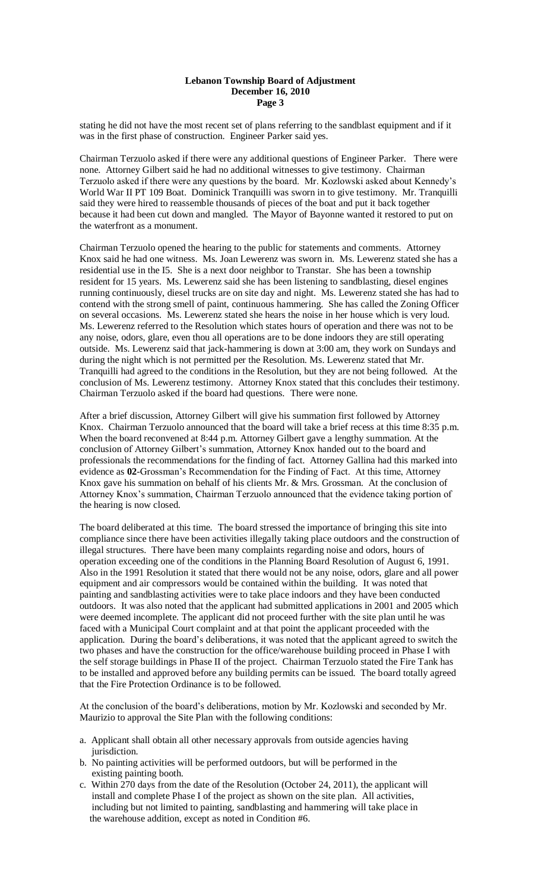stating he did not have the most recent set of plans referring to the sandblast equipment and if it was in the first phase of construction. Engineer Parker said yes.

Chairman Terzuolo asked if there were any additional questions of Engineer Parker. There were none. Attorney Gilbert said he had no additional witnesses to give testimony. Chairman Terzuolo asked if there were any questions by the board. Mr. Kozlowski asked about Kennedy's World War II PT 109 Boat. Dominick Tranquilli was sworn in to give testimony. Mr. Tranquilli said they were hired to reassemble thousands of pieces of the boat and put it back together because it had been cut down and mangled. The Mayor of Bayonne wanted it restored to put on the waterfront as a monument.

Chairman Terzuolo opened the hearing to the public for statements and comments. Attorney Knox said he had one witness. Ms. Joan Lewerenz was sworn in. Ms. Lewerenz stated she has a residential use in the I5. She is a next door neighbor to Transtar. She has been a township resident for 15 years. Ms. Lewerenz said she has been listening to sandblasting, diesel engines running continuously, diesel trucks are on site day and night. Ms. Lewerenz stated she has had to contend with the strong smell of paint, continuous hammering. She has called the Zoning Officer on several occasions. Ms. Lewerenz stated she hears the noise in her house which is very loud. Ms. Lewerenz referred to the Resolution which states hours of operation and there was not to be any noise, odors, glare, even thou all operations are to be done indoors they are still operating outside. Ms. Lewerenz said that jack-hammering is down at 3:00 am, they work on Sundays and during the night which is not permitted per the Resolution. Ms. Lewerenz stated that Mr. Tranquilli had agreed to the conditions in the Resolution, but they are not being followed. At the conclusion of Ms. Lewerenz testimony. Attorney Knox stated that this concludes their testimony. Chairman Terzuolo asked if the board had questions. There were none.

After a brief discussion, Attorney Gilbert will give his summation first followed by Attorney Knox. Chairman Terzuolo announced that the board will take a brief recess at this time 8:35 p.m. When the board reconvened at 8:44 p.m. Attorney Gilbert gave a lengthy summation. At the conclusion of Attorney Gilbert's summation, Attorney Knox handed out to the board and professionals the recommendations for the finding of fact. Attorney Gallina had this marked into evidence as **02**-Grossman's Recommendation for the Finding of Fact. At this time, Attorney Knox gave his summation on behalf of his clients Mr. & Mrs. Grossman. At the conclusion of Attorney Knox's summation, Chairman Terzuolo announced that the evidence taking portion of the hearing is now closed.

The board deliberated at this time. The board stressed the importance of bringing this site into compliance since there have been activities illegally taking place outdoors and the construction of illegal structures. There have been many complaints regarding noise and odors, hours of operation exceeding one of the conditions in the Planning Board Resolution of August 6, 1991. Also in the 1991 Resolution it stated that there would not be any noise, odors, glare and all power equipment and air compressors would be contained within the building. It was noted that painting and sandblasting activities were to take place indoors and they have been conducted outdoors. It was also noted that the applicant had submitted applications in 2001 and 2005 which were deemed incomplete. The applicant did not proceed further with the site plan until he was faced with a Municipal Court complaint and at that point the applicant proceeded with the application. During the board's deliberations, it was noted that the applicant agreed to switch the two phases and have the construction for the office/warehouse building proceed in Phase I with the self storage buildings in Phase II of the project. Chairman Terzuolo stated the Fire Tank has to be installed and approved before any building permits can be issued. The board totally agreed that the Fire Protection Ordinance is to be followed.

At the conclusion of the board's deliberations, motion by Mr. Kozlowski and seconded by Mr. Maurizio to approval the Site Plan with the following conditions:

a. Applicant shall obtain all other necessary approvals from outside agencies having jurisdiction.
b. No painting activities will be performed outdoors, but will be performed in the existing painting booth.
c. Within 270 days from the date of the Resolution (October 24, 2011), the applicant will install and complete Phase I of the project as shown on the site plan. All activities, including but not limited to painting, sandblasting and hammering will take place in the warehouse addition, except as noted in Condition #6.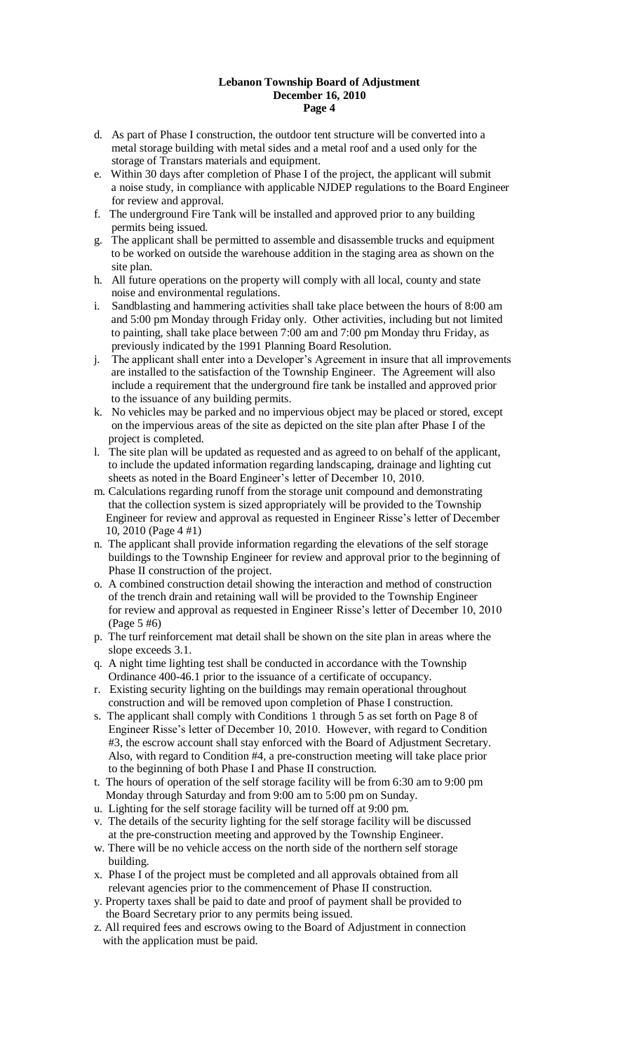d. As part of Phase I construction, the outdoor tent structure will be converted into a metal storage building with metal sides and a metal roof and a used only for the storage of Transtars materials and equipment.

e. Within 30 days after completion of Phase I of the project, the applicant will submit a noise study, in compliance with applicable NJDEP regulations to the Board Engineer for review and approval.

f. The underground Fire Tank will be installed and approved prior to any building permits being issued.

g. The applicant shall be permitted to assemble and disassemble trucks and equipment to be worked on outside the warehouse addition in the staging area as shown on the site plan.

h. All future operations on the property will comply with all local, county and state noise and environmental regulations.

i. Sandblasting and hammering activities shall take place between the hours of 8:00 am and 5:00 pm Monday through Friday only. Other activities, including but not limited to painting, shall take place between 7:00 am and 7:00 pm Monday thru Friday, as previously indicated by the 1991 Planning Board Resolution.

j. The applicant shall enter into a Developer's Agreement in insure that all improvements are installed to the satisfaction of the Township Engineer. The Agreement will also include a requirement that the underground fire tank be installed and approved prior to the issuance of any building permits.

k. No vehicles may be parked and no impervious object may be placed or stored, except on the impervious areas of the site as depicted on the site plan after Phase I of the project is completed.

l. The site plan will be updated as requested and as agreed to on behalf of the applicant, to include the updated information regarding landscaping, drainage and lighting cut sheets as noted in the Board Engineer's letter of December 10, 2010.

m. Calculations regarding runoff from the storage unit compound and demonstrating that the collection system is sized appropriately will be provided to the Township Engineer for review and approval as requested in Engineer Risse's letter of December 10, 2010 (Page 4 #1)

n. The applicant shall provide information regarding the elevations of the self storage buildings to the Township Engineer for review and approval prior to the beginning of Phase II construction of the project.

o. A combined construction detail showing the interaction and method of construction of the trench drain and retaining wall will be provided to the Township Engineer for review and approval as requested in Engineer Risse's letter of December 10, 2010 (Page 5 #6)

p. The turf reinforcement mat detail shall be shown on the site plan in areas where the slope exceeds 3.1.

q. A night time lighting test shall be conducted in accordance with the Township Ordinance 400-46.1 prior to the issuance of a certificate of occupancy.

r. Existing security lighting on the buildings may remain operational throughout construction and will be removed upon completion of Phase I construction.

s. The applicant shall comply with Conditions 1 through 5 as set forth on Page 8 of Engineer Risse's letter of December 10, 2010. However, with regard to Condition #3, the escrow account shall stay enforced with the Board of Adjustment Secretary. Also, with regard to Condition #4, a pre-construction meeting will take place prior to the beginning of both Phase I and Phase II construction.

t. The hours of operation of the self storage facility will be from 6:30 am to 9:00 pm Monday through Saturday and from 9:00 am to 5:00 pm on Sunday.

u. Lighting for the self storage facility will be turned off at 9:00 pm.

v. The details of the security lighting for the self storage facility will be discussed at the pre-construction meeting and approved by the Township Engineer.

w. There will be no vehicle access on the north side of the northern self storage building.

x. Phase I of the project must be completed and all approvals obtained from all relevant agencies prior to the commencement of Phase II construction.

y. Property taxes shall be paid to date and proof of payment shall be provided to the Board Secretary prior to any permits being issued.

z. All required fees and escrows owing to the Board of Adjustment in connection with the application must be paid.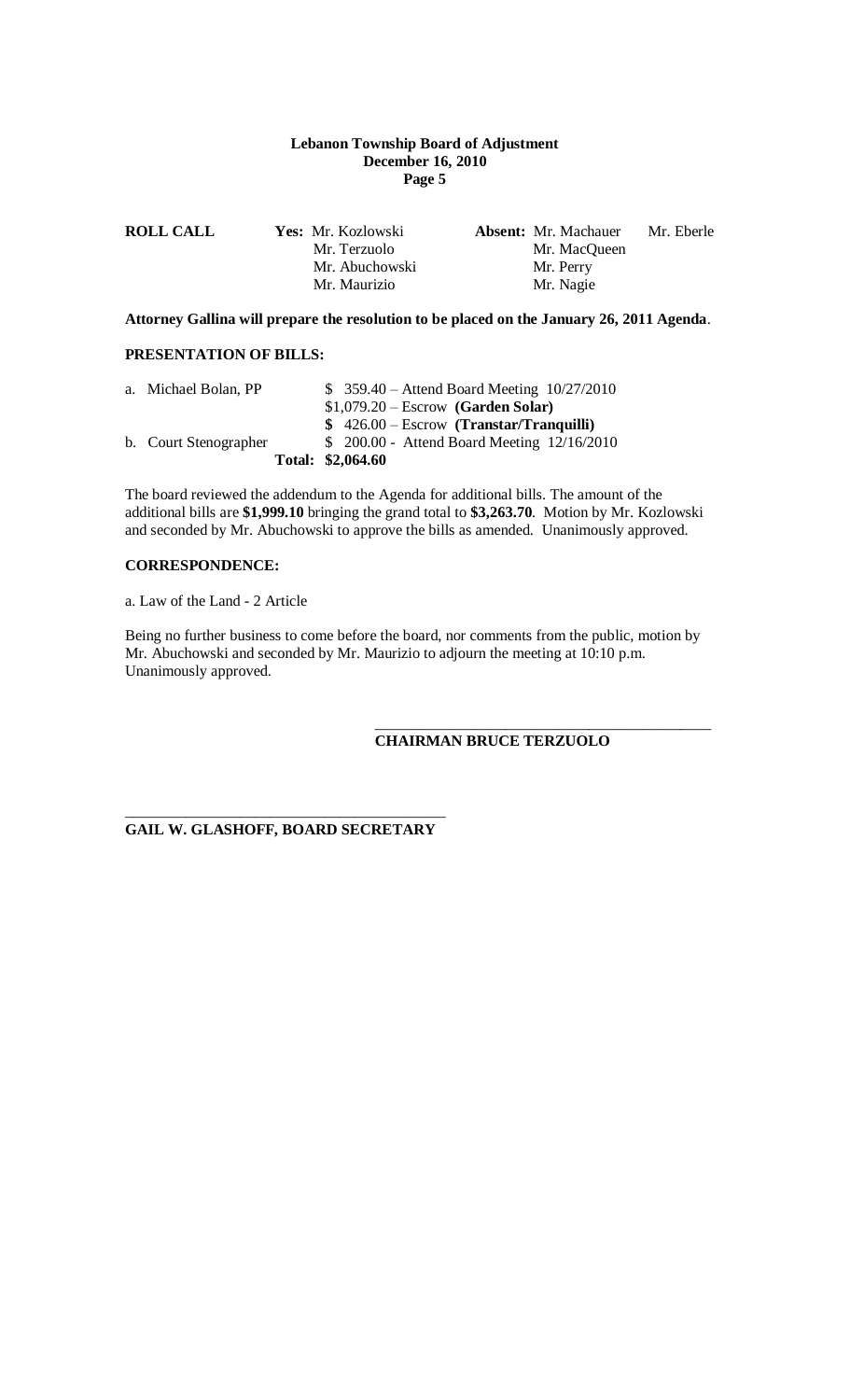**ROLL CALL**

| | | |
|---|---|---|
| **Yes:** Mr. Kozlowski | **Absent:** Mr. Machauer | Mr. Eberle |
| Mr. Terzuolo | Mr. MacQueen | |
| Mr. Abuchowski | Mr. Perry | |
| Mr. Maurizio | Mr. Nagie | |

**Attorney Gallina will prepare the resolution to be placed on the January 26, 2011 Agenda**.

**PRESENTATION OF BILLS:**

| | |
|---|---|
| a. Michael Bolan, PP | $ 359.40 – Attend Board Meeting 10/27/2010 |
| | $1,079.20 – Escrow **(Garden Solar)** |
| | **$** 426.00 – Escrow **(Transtar/Tranquilli)** |
| b. Court Stenographer | $ 200.00 - Attend Board Meeting 12/16/2010 |
| | **Total: $2,064.60** |

The board reviewed the addendum to the Agenda for additional bills. The amount of the additional bills are **$1,999.10** bringing the grand total to **$3,263.70**. Motion by Mr. Kozlowski and seconded by Mr. Abuchowski to approve the bills as amended. Unanimously approved.

**CORRESPONDENCE:**

a. Law of the Land - 2 Article

Being no further business to come before the board, nor comments from the public, motion by Mr. Abuchowski and seconded by Mr. Maurizio to adjourn the meeting at 10:10 p.m. Unanimously approved.

\_\_\_\_\_\_\_\_\_\_\_\_\_\_\_\_\_\_\_\_\_\_\_\_\_\_\_\_\_\_\_\_\_\_\_\_\_\_\_\_\_\_

**CHAIRMAN BRUCE TERZUOLO**

\_\_\_\_\_\_\_\_\_\_\_\_\_\_\_\_\_\_\_\_\_\_\_\_\_\_\_\_\_\_\_\_\_\_\_\_\_\_\_\_\_\_

**GAIL W. GLASHOFF, BOARD SECRETARY**